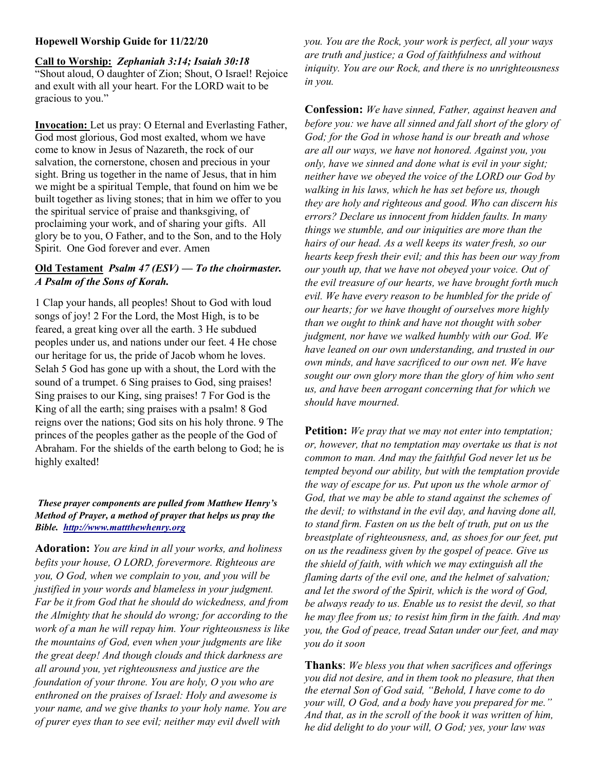**Hopewell Worship Guide for 11/22/20**

**Call to Worship:** ***Zephaniah 3:14; Isaiah 30:18***
"Shout aloud, O daughter of Zion; Shout, O Israel! Rejoice and exult with all your heart. For the LORD wait to be gracious to you."

**Invocation:** Let us pray: O Eternal and Everlasting Father, God most glorious, God most exalted, whom we have come to know in Jesus of Nazareth, the rock of our salvation, the cornerstone, chosen and precious in your sight. Bring us together in the name of Jesus, that in him we might be a spiritual Temple, that found on him we be built together as living stones; that in him we offer to you the spiritual service of praise and thanksgiving, of proclaiming your work, and of sharing your gifts. All glory be to you, O Father, and to the Son, and to the Holy Spirit. One God forever and ever. Amen

**Old Testament** ***Psalm 47 (ESV) — To the choirmaster. A Psalm of the Sons of Korah.***

1 Clap your hands, all peoples! Shout to God with loud songs of joy! 2 For the Lord, the Most High, is to be feared, a great king over all the earth. 3 He subdued peoples under us, and nations under our feet. 4 He chose our heritage for us, the pride of Jacob whom he loves. Selah 5 God has gone up with a shout, the Lord with the sound of a trumpet. 6 Sing praises to God, sing praises! Sing praises to our King, sing praises! 7 For God is the King of all the earth; sing praises with a psalm! 8 God reigns over the nations; God sits on his holy throne. 9 The princes of the peoples gather as the people of the God of Abraham. For the shields of the earth belong to God; he is highly exalted!

***These prayer components are pulled from Matthew Henry's Method of Prayer, a method of prayer that helps us pray the Bible.*** **[http://www.mattthewhenry.org](http://www.mattthewhenry.org)**

**Adoration:** *You are kind in all your works, and holiness befits your house, O LORD, forevermore. Righteous are you, O God, when we complain to you, and you will be justified in your words and blameless in your judgment. Far be it from God that he should do wickedness, and from the Almighty that he should do wrong; for according to the work of a man he will repay him. Your righteousness is like the mountains of God, even when your judgments are like the great deep! And though clouds and thick darkness are all around you, yet righteousness and justice are the foundation of your throne. You are holy, O you who are enthroned on the praises of Israel: Holy and awesome is your name, and we give thanks to your holy name. You are of purer eyes than to see evil; neither may evil dwell with you. You are the Rock, your work is perfect, all your ways are truth and justice; a God of faithfulness and without iniquity. You are our Rock, and there is no unrighteousness in you.*

**Confession:** *We have sinned, Father, against heaven and before you: we have all sinned and fall short of the glory of God; for the God in whose hand is our breath and whose are all our ways, we have not honored. Against you, you only, have we sinned and done what is evil in your sight; neither have we obeyed the voice of the LORD our God by walking in his laws, which he has set before us, though they are holy and righteous and good. Who can discern his errors? Declare us innocent from hidden faults. In many things we stumble, and our iniquities are more than the hairs of our head. As a well keeps its water fresh, so our hearts keep fresh their evil; and this has been our way from our youth up, that we have not obeyed your voice. Out of the evil treasure of our hearts, we have brought forth much evil. We have every reason to be humbled for the pride of our hearts; for we have thought of ourselves more highly than we ought to think and have not thought with sober judgment, nor have we walked humbly with our God. We have leaned on our own understanding, and trusted in our own minds, and have sacrificed to our own net. We have sought our own glory more than the glory of him who sent us, and have been arrogant concerning that for which we should have mourned.*

**Petition:** *We pray that we may not enter into temptation; or, however, that no temptation may overtake us that is not common to man. And may the faithful God never let us be tempted beyond our ability, but with the temptation provide the way of escape for us. Put upon us the whole armor of God, that we may be able to stand against the schemes of the devil; to withstand in the evil day, and having done all, to stand firm. Fasten on us the belt of truth, put on us the breastplate of righteousness, and, as shoes for our feet, put on us the readiness given by the gospel of peace. Give us the shield of faith, with which we may extinguish all the flaming darts of the evil one, and the helmet of salvation; and let the sword of the Spirit, which is the word of God, be always ready to us. Enable us to resist the devil, so that he may flee from us; to resist him firm in the faith. And may you, the God of peace, tread Satan under our feet, and may you do it soon*

**Thanks**: *We bless you that when sacrifices and offerings you did not desire, and in them took no pleasure, that then the eternal Son of God said, "Behold, I have come to do your will, O God, and a body have you prepared for me." And that, as in the scroll of the book it was written of him, he did delight to do your will, O God; yes, your law was*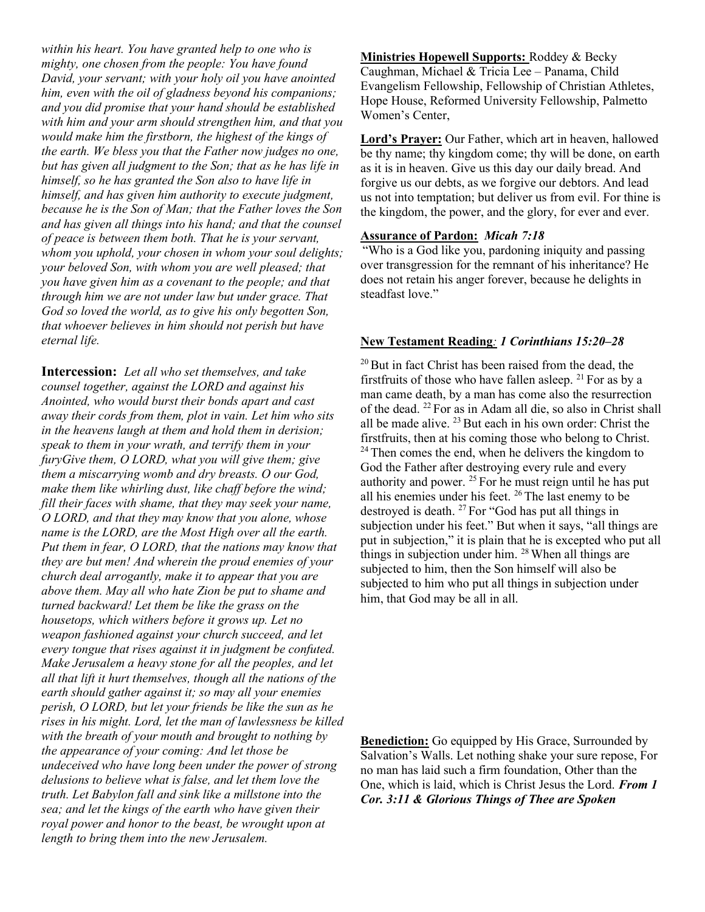*within his heart. You have granted help to one who is mighty, one chosen from the people: You have found David, your servant; with your holy oil you have anointed him, even with the oil of gladness beyond his companions; and you did promise that your hand should be established with him and your arm should strengthen him, and that you would make him the firstborn, the highest of the kings of the earth. We bless you that the Father now judges no one, but has given all judgment to the Son; that as he has life in himself, so he has granted the Son also to have life in himself, and has given him authority to execute judgment, because he is the Son of Man; that the Father loves the Son and has given all things into his hand; and that the counsel of peace is between them both. That he is your servant, whom you uphold, your chosen in whom your soul delights; your beloved Son, with whom you are well pleased; that you have given him as a covenant to the people; and that through him we are not under law but under grace. That God so loved the world, as to give his only begotten Son, that whoever believes in him should not perish but have eternal life.*

**Intercession:** *Let all who set themselves, and take counsel together, against the LORD and against his Anointed, who would burst their bonds apart and cast away their cords from them, plot in vain. Let him who sits in the heavens laugh at them and hold them in derision; speak to them in your wrath, and terrify them in your furyGive them, O LORD, what you will give them; give them a miscarrying womb and dry breasts. O our God, make them like whirling dust, like chaff before the wind; fill their faces with shame, that they may seek your name, O LORD, and that they may know that you alone, whose name is the LORD, are the Most High over all the earth. Put them in fear, O LORD, that the nations may know that they are but men! And wherein the proud enemies of your church deal arrogantly, make it to appear that you are above them. May all who hate Zion be put to shame and turned backward! Let them be like the grass on the housetops, which withers before it grows up. Let no weapon fashioned against your church succeed, and let every tongue that rises against it in judgment be confuted. Make Jerusalem a heavy stone for all the peoples, and let all that lift it hurt themselves, though all the nations of the earth should gather against it; so may all your enemies perish, O LORD, but let your friends be like the sun as he rises in his might. Lord, let the man of lawlessness be killed with the breath of your mouth and brought to nothing by the appearance of your coming: And let those be undeceived who have long been under the power of strong delusions to believe what is false, and let them love the truth. Let Babylon fall and sink like a millstone into the sea; and let the kings of the earth who have given their royal power and honor to the beast, be wrought upon at length to bring them into the new Jerusalem.*

**Ministries Hopewell Supports:** Roddey & Becky Caughman, Michael & Tricia Lee – Panama, Child Evangelism Fellowship, Fellowship of Christian Athletes, Hope House, Reformed University Fellowship, Palmetto Women's Center,

**Lord's Prayer:** Our Father, which art in heaven, hallowed be thy name; thy kingdom come; thy will be done, on earth as it is in heaven. Give us this day our daily bread. And forgive us our debts, as we forgive our debtors. And lead us not into temptation; but deliver us from evil. For thine is the kingdom, the power, and the glory, for ever and ever.

**Assurance of Pardon:** ***Micah 7:18***

"Who is a God like you, pardoning iniquity and passing over transgression for the remnant of his inheritance? He does not retain his anger forever, because he delights in steadfast love."

**New Testament Reading*: 1 Corinthians 15:20–28***

[20] But in fact Christ has been raised from the dead, the firstfruits of those who have fallen asleep. [21] For as by a man came death, by a man has come also the resurrection of the dead. [22] For as in Adam all die, so also in Christ shall all be made alive. [23] But each in his own order: Christ the firstfruits, then at his coming those who belong to Christ. [24] Then comes the end, when he delivers the kingdom to God the Father after destroying every rule and every authority and power. [25] For he must reign until he has put all his enemies under his feet. [26] The last enemy to be destroyed is death. [27] For "God has put all things in subjection under his feet." But when it says, "all things are put in subjection," it is plain that he is excepted who put all things in subjection under him. [28] When all things are subjected to him, then the Son himself will also be subjected to him who put all things in subjection under him, that God may be all in all.

**Benediction:** Go equipped by His Grace, Surrounded by Salvation's Walls. Let nothing shake your sure repose, For no man has laid such a firm foundation, Other than the One, which is laid, which is Christ Jesus the Lord. ***From 1 Cor. 3:11 & Glorious Things of Thee are Spoken***